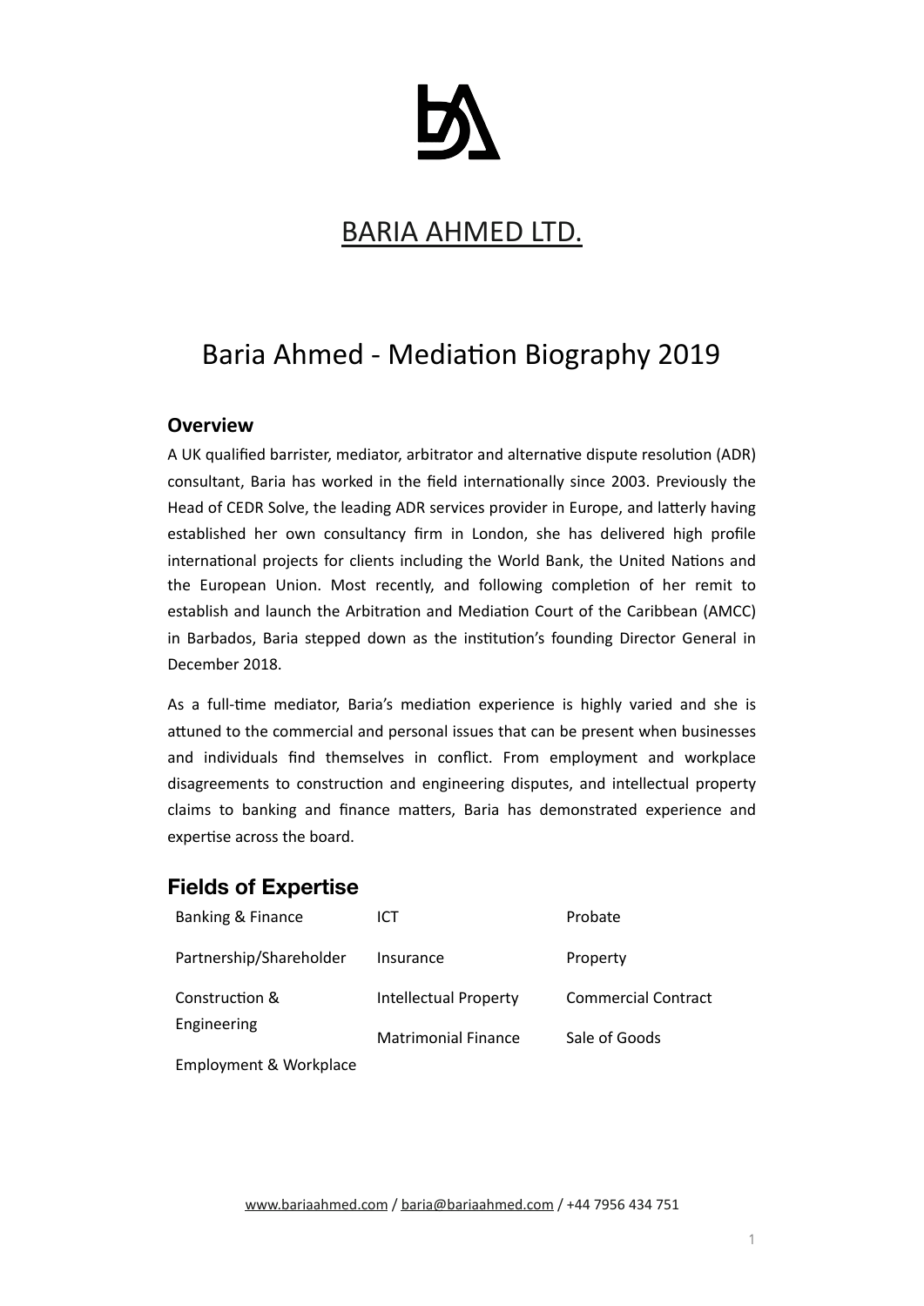# BARIA AHMED LTD.

## Baria Ahmed - Mediation Biography 2019

### Overview

A UK qualified barrister, mediator, arbitrator and alternative dispute resolution (ADR) consultant, Baria has worked in the field internationally since 2003. Previously the Head of CEDR Solve, the leading ADR services provider in Europe, and latterly having established her own consultancy firm in London, she has delivered high profile international projects for clients including the World Bank, the United Nations and the European Union. Most recently, and following completion of her remit to establish and launch the Arbitration and Mediation Court of the Caribbean (AMCC) in Barbados, Baria stepped down as the institution's founding Director General in December 2018.

As a full-time mediator, Baria's mediation experience is highly varied and she is attuned to the commercial and personal issues that can be present when businesses and individuals find themselves in conflict. From employment and workplace disagreements to construction and engineering disputes, and intellectual property claims to banking and finance matters, Baria has demonstrated experience and expertise across the board.

### Fields of Expertise

| | | |
|---|---|---|
| Banking & Finance | ICT | Probate |
| Partnership/Shareholder | Insurance | Property |
| Construction & Engineering | Intellectual Property | Commercial Contract |
| Employment & Workplace | Matrimonial Finance | Sale of Goods |

www.bariaahmed.com / baria@bariaahmed.com / +44 7956 434 751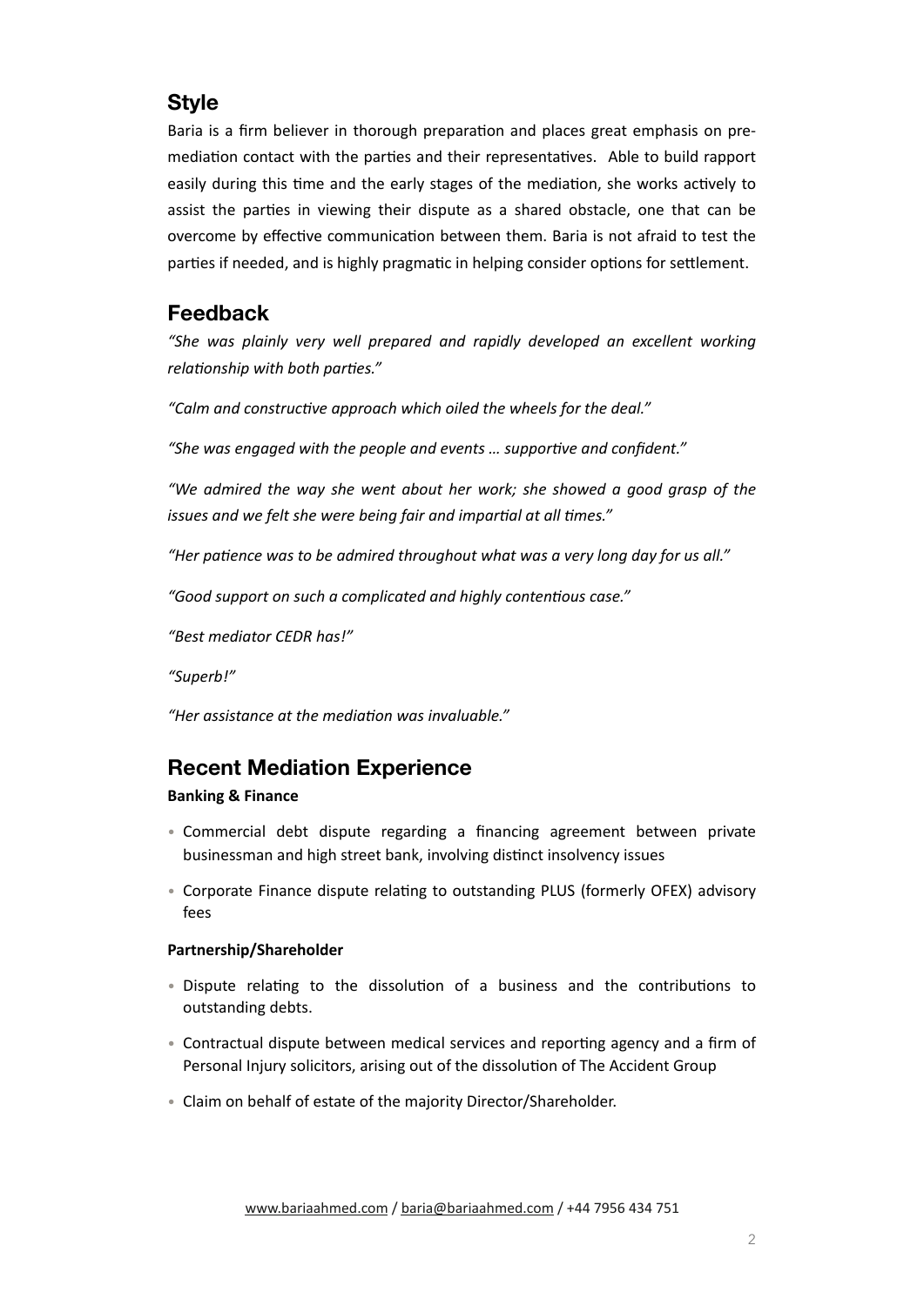## Style

Baria is a firm believer in thorough preparation and places great emphasis on pre-mediation contact with the parties and their representatives. Able to build rapport easily during this time and the early stages of the mediation, she works actively to assist the parties in viewing their dispute as a shared obstacle, one that can be overcome by effective communication between them. Baria is not afraid to test the parties if needed, and is highly pragmatic in helping consider options for settlement.

## Feedback

*"She was plainly very well prepared and rapidly developed an excellent working relationship with both parties."*

*"Calm and constructive approach which oiled the wheels for the deal."*

*"She was engaged with the people and events … supportive and confident."*

*"We admired the way she went about her work; she showed a good grasp of the issues and we felt she were being fair and impartial at all times."*

*"Her patience was to be admired throughout what was a very long day for us all."*

*"Good support on such a complicated and highly contentious case."*

*"Best mediator CEDR has!"*

*"Superb!"*

*"Her assistance at the mediation was invaluable."*

## Recent Mediation Experience

**Banking & Finance**

- Commercial debt dispute regarding a financing agreement between private businessman and high street bank, involving distinct insolvency issues
- Corporate Finance dispute relating to outstanding PLUS (formerly OFEX) advisory fees

**Partnership/Shareholder**

- Dispute relating to the dissolution of a business and the contributions to outstanding debts.
- Contractual dispute between medical services and reporting agency and a firm of Personal Injury solicitors, arising out of the dissolution of The Accident Group
- Claim on behalf of estate of the majority Director/Shareholder.

www.bariaahmed.com / baria@bariaahmed.com / +44 7956 434 751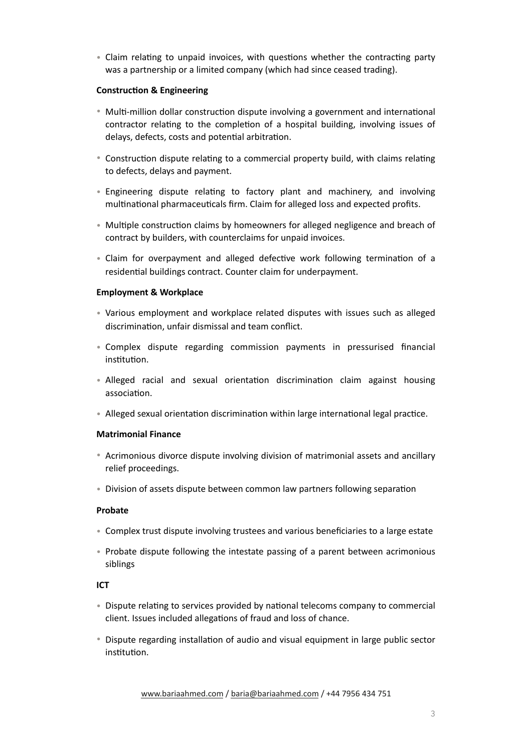- Claim relating to unpaid invoices, with questions whether the contracting party was a partnership or a limited company (which had since ceased trading).

**Construction & Engineering**

- Multi-million dollar construction dispute involving a government and international contractor relating to the completion of a hospital building, involving issues of delays, defects, costs and potential arbitration.
- Construction dispute relating to a commercial property build, with claims relating to defects, delays and payment.
- Engineering dispute relating to factory plant and machinery, and involving multinational pharmaceuticals firm. Claim for alleged loss and expected profits.
- Multiple construction claims by homeowners for alleged negligence and breach of contract by builders, with counterclaims for unpaid invoices.
- Claim for overpayment and alleged defective work following termination of a residential buildings contract. Counter claim for underpayment.

**Employment & Workplace**

- Various employment and workplace related disputes with issues such as alleged discrimination, unfair dismissal and team conflict.
- Complex dispute regarding commission payments in pressurised financial institution.
- Alleged racial and sexual orientation discrimination claim against housing association.
- Alleged sexual orientation discrimination within large international legal practice.

**Matrimonial Finance**

- Acrimonious divorce dispute involving division of matrimonial assets and ancillary relief proceedings.
- Division of assets dispute between common law partners following separation

**Probate**

- Complex trust dispute involving trustees and various beneficiaries to a large estate
- Probate dispute following the intestate passing of a parent between acrimonious siblings

**ICT**

- Dispute relating to services provided by national telecoms company to commercial client. Issues included allegations of fraud and loss of chance.
- Dispute regarding installation of audio and visual equipment in large public sector institution.

www.bariaahmed.com / baria@bariaahmed.com / +44 7956 434 751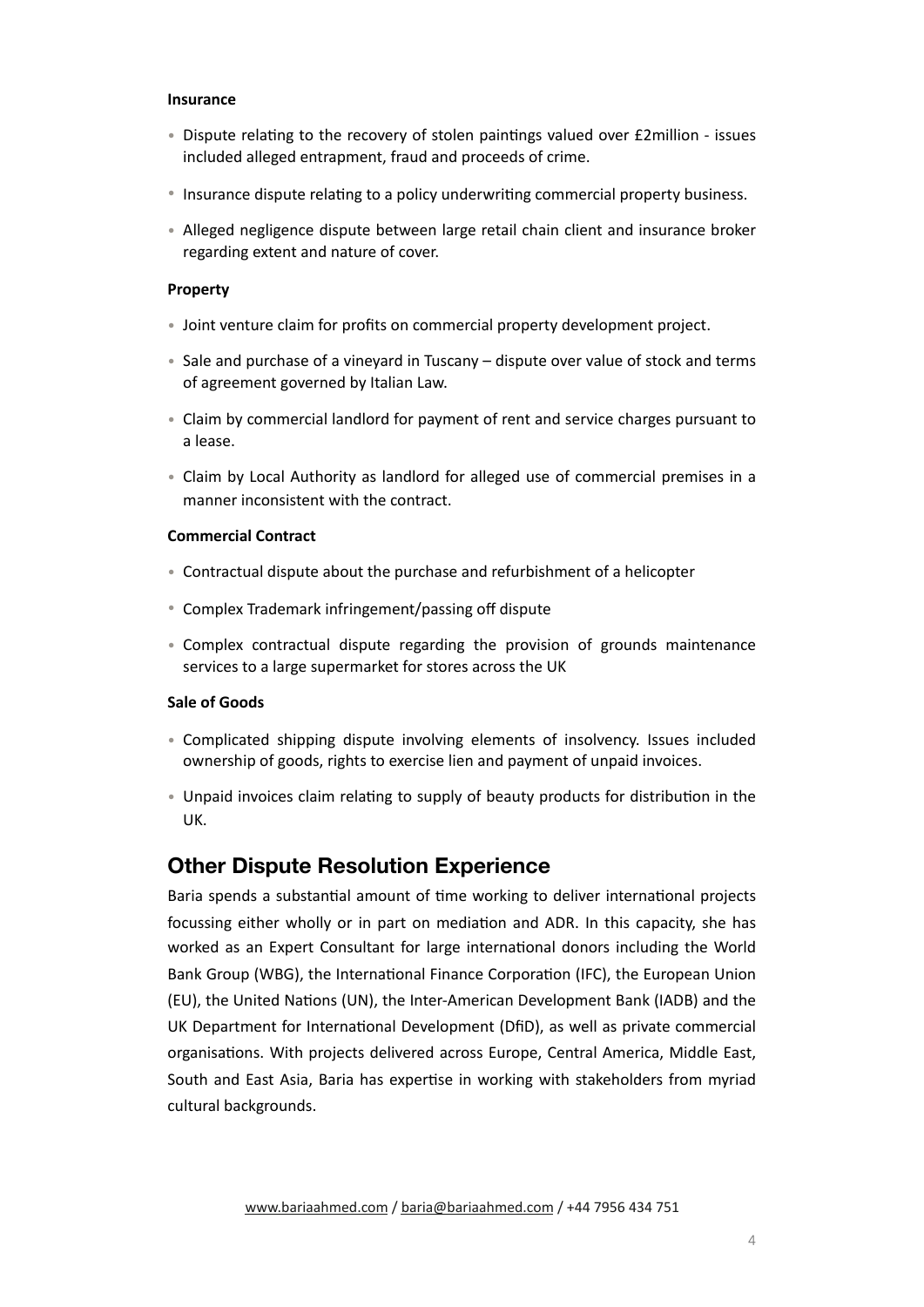**Insurance**

- Dispute relating to the recovery of stolen paintings valued over £2million - issues included alleged entrapment, fraud and proceeds of crime.
- Insurance dispute relating to a policy underwriting commercial property business.
- Alleged negligence dispute between large retail chain client and insurance broker regarding extent and nature of cover.

**Property**

- Joint venture claim for profits on commercial property development project.
- Sale and purchase of a vineyard in Tuscany – dispute over value of stock and terms of agreement governed by Italian Law.
- Claim by commercial landlord for payment of rent and service charges pursuant to a lease.
- Claim by Local Authority as landlord for alleged use of commercial premises in a manner inconsistent with the contract.

**Commercial Contract**

- Contractual dispute about the purchase and refurbishment of a helicopter
- Complex Trademark infringement/passing off dispute
- Complex contractual dispute regarding the provision of grounds maintenance services to a large supermarket for stores across the UK

**Sale of Goods**

- Complicated shipping dispute involving elements of insolvency. Issues included ownership of goods, rights to exercise lien and payment of unpaid invoices.
- Unpaid invoices claim relating to supply of beauty products for distribution in the UK.

## Other Dispute Resolution Experience

Baria spends a substantial amount of time working to deliver international projects focussing either wholly or in part on mediation and ADR. In this capacity, she has worked as an Expert Consultant for large international donors including the World Bank Group (WBG), the International Finance Corporation (IFC), the European Union (EU), the United Nations (UN), the Inter-American Development Bank (IADB) and the UK Department for International Development (DfiD), as well as private commercial organisations. With projects delivered across Europe, Central America, Middle East, South and East Asia, Baria has expertise in working with stakeholders from myriad cultural backgrounds.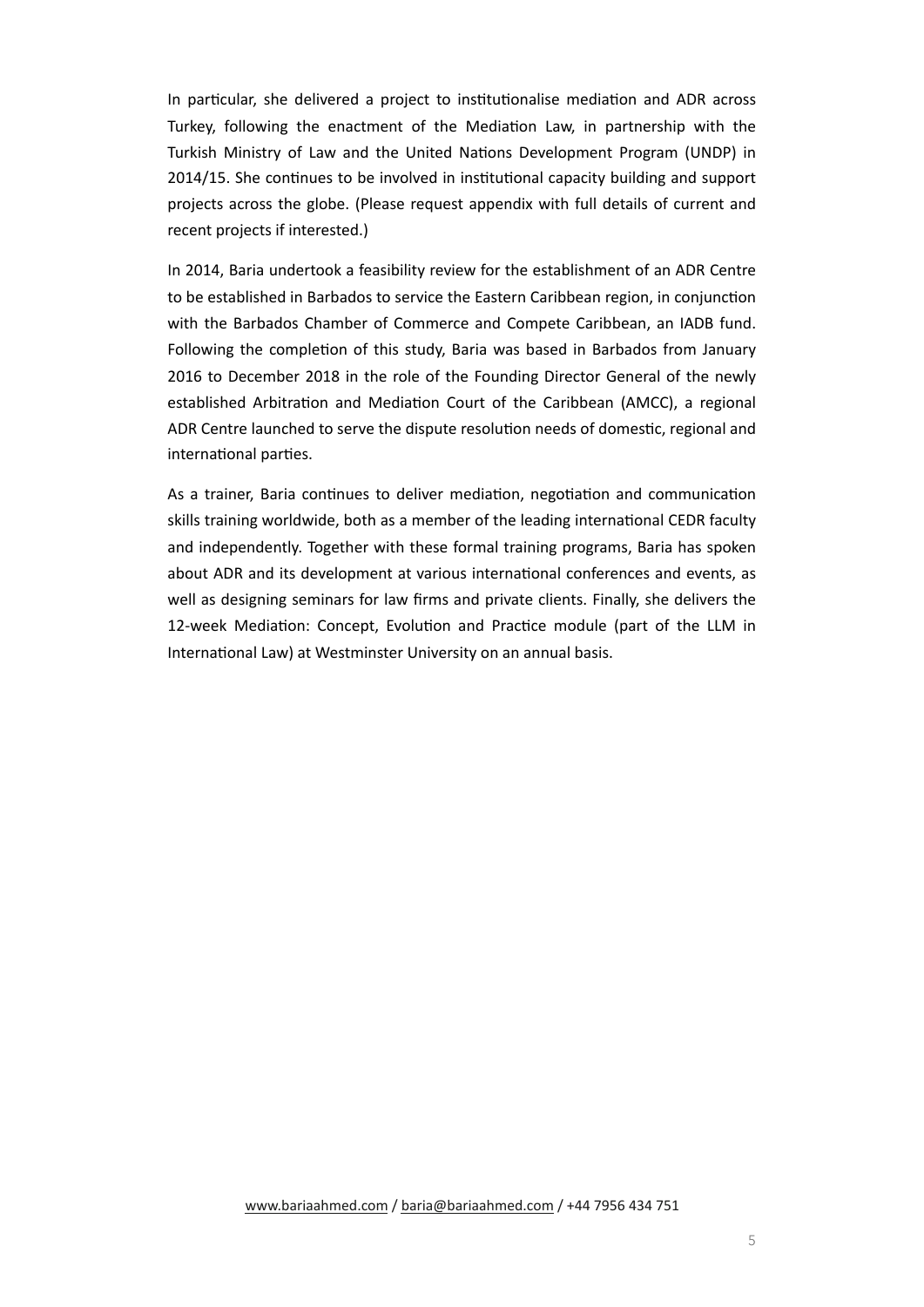In particular, she delivered a project to institutionalise mediation and ADR across Turkey, following the enactment of the Mediation Law, in partnership with the Turkish Ministry of Law and the United Nations Development Program (UNDP) in 2014/15. She continues to be involved in institutional capacity building and support projects across the globe. (Please request appendix with full details of current and recent projects if interested.)

In 2014, Baria undertook a feasibility review for the establishment of an ADR Centre to be established in Barbados to service the Eastern Caribbean region, in conjunction with the Barbados Chamber of Commerce and Compete Caribbean, an IADB fund. Following the completion of this study, Baria was based in Barbados from January 2016 to December 2018 in the role of the Founding Director General of the newly established Arbitration and Mediation Court of the Caribbean (AMCC), a regional ADR Centre launched to serve the dispute resolution needs of domestic, regional and international parties.

As a trainer, Baria continues to deliver mediation, negotiation and communication skills training worldwide, both as a member of the leading international CEDR faculty and independently. Together with these formal training programs, Baria has spoken about ADR and its development at various international conferences and events, as well as designing seminars for law firms and private clients. Finally, she delivers the 12-week Mediation: Concept, Evolution and Practice module (part of the LLM in International Law) at Westminster University on an annual basis.